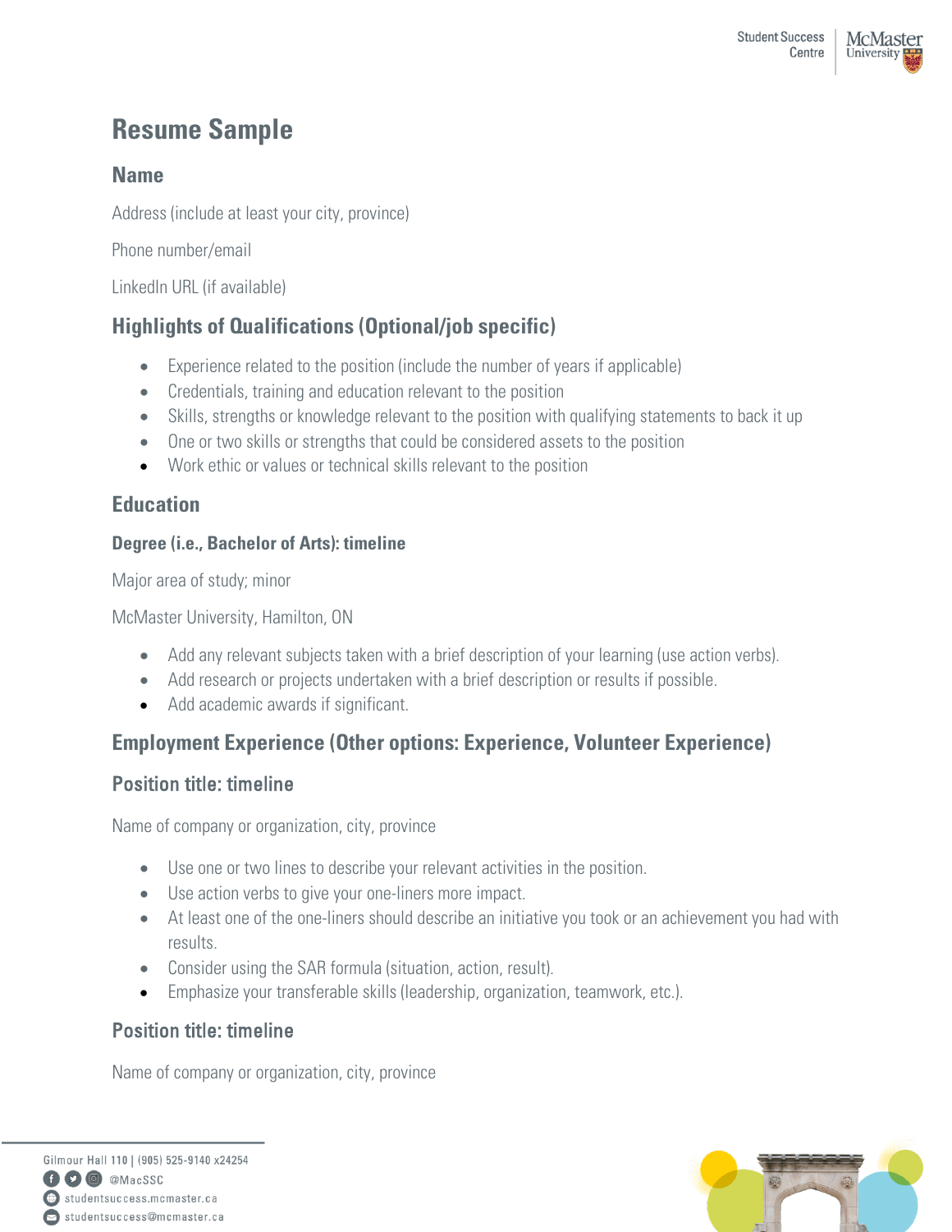# Resume Sample

## Name

Address (include at least your city, province)

Phone number/email

LinkedIn URL (if available)

## Highlights of Qualifications (Optional/job specific)

- Experience related to the position (include the number of years if applicable)
- Credentials, training and education relevant to the position
- Skills, strengths or knowledge relevant to the position with qualifying statements to back it up
- One or two skills or strengths that could be considered assets to the position
- Work ethic or values or technical skills relevant to the position

## Education

### Degree (i.e., Bachelor of Arts): timeline

Major area of study; minor

McMaster University, Hamilton, ON

- Add any relevant subjects taken with a brief description of your learning (use action verbs).
- Add research or projects undertaken with a brief description or results if possible.
- Add academic awards if significant.

## Employment Experience (Other options: Experience, Volunteer Experience)

### Position title: timeline

Name of company or organization, city, province

- Use one or two lines to describe your relevant activities in the position.
- Use action verbs to give your one-liners more impact.
- At least one of the one-liners should describe an initiative you took or an achievement you had with results.
- Consider using the SAR formula (situation, action, result).
- Emphasize your transferable skills (leadership, organization, teamwork, etc.).

### Position title: timeline

Name of company or organization, city, province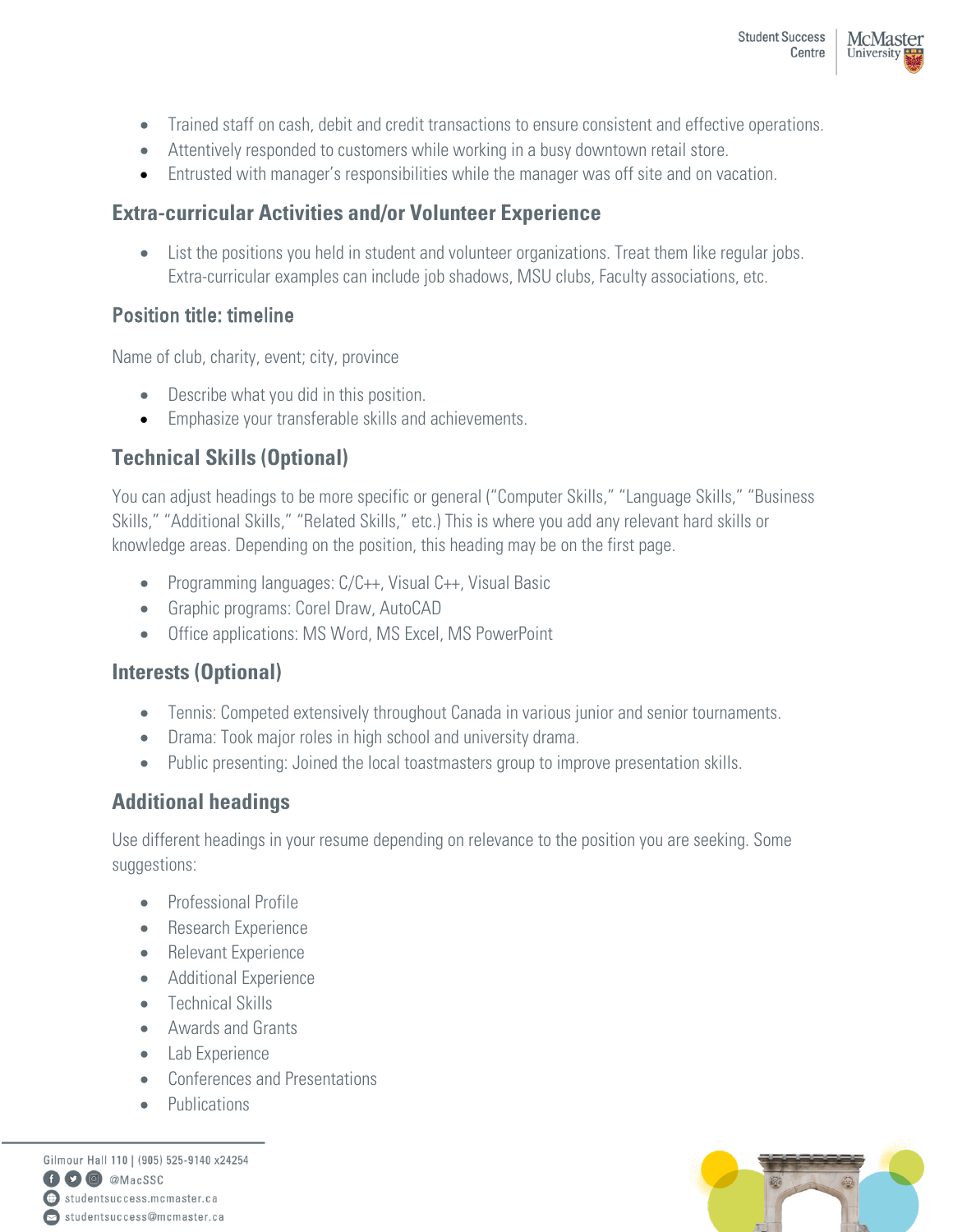- Trained staff on cash, debit and credit transactions to ensure consistent and effective operations.
- Attentively responded to customers while working in a busy downtown retail store.
- Entrusted with manager's responsibilities while the manager was off site and on vacation.

## Extra-curricular Activities and/or Volunteer Experience

- List the positions you held in student and volunteer organizations. Treat them like regular jobs. Extra-curricular examples can include job shadows, MSU clubs, Faculty associations, etc.

### Position title: timeline

Name of club, charity, event; city, province

- Describe what you did in this position.
- Emphasize your transferable skills and achievements.

## Technical Skills (Optional)

You can adjust headings to be more specific or general ("Computer Skills," "Language Skills," "Business Skills," "Additional Skills," "Related Skills," etc.) This is where you add any relevant hard skills or knowledge areas. Depending on the position, this heading may be on the first page.

- Programming languages: C/C++, Visual C++, Visual Basic
- Graphic programs: Corel Draw, AutoCAD
- Office applications: MS Word, MS Excel, MS PowerPoint

## Interests (Optional)

- Tennis: Competed extensively throughout Canada in various junior and senior tournaments.
- Drama: Took major roles in high school and university drama.
- Public presenting: Joined the local toastmasters group to improve presentation skills.

## Additional headings

Use different headings in your resume depending on relevance to the position you are seeking. Some suggestions:

- Professional Profile
- Research Experience
- Relevant Experience
- Additional Experience
- Technical Skills
- Awards and Grants
- Lab Experience
- Conferences and Presentations
- Publications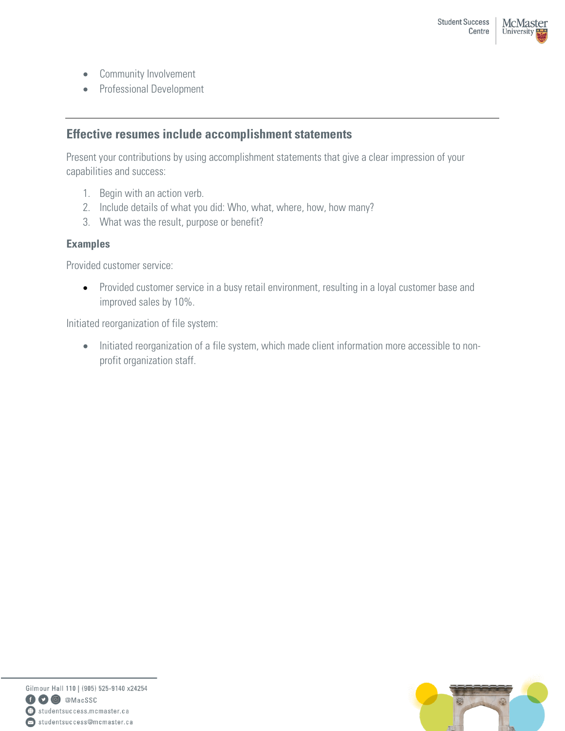- Community Involvement
- Professional Development

---

## Effective resumes include accomplishment statements

Present your contributions by using accomplishment statements that give a clear impression of your capabilities and success:

1. Begin with an action verb.
2. Include details of what you did: Who, what, where, how, how many?
3. What was the result, purpose or benefit?

### Examples

Provided customer service:

- Provided customer service in a busy retail environment, resulting in a loyal customer base and improved sales by 10%.

Initiated reorganization of file system:

- Initiated reorganization of a file system, which made client information more accessible to non-profit organization staff.